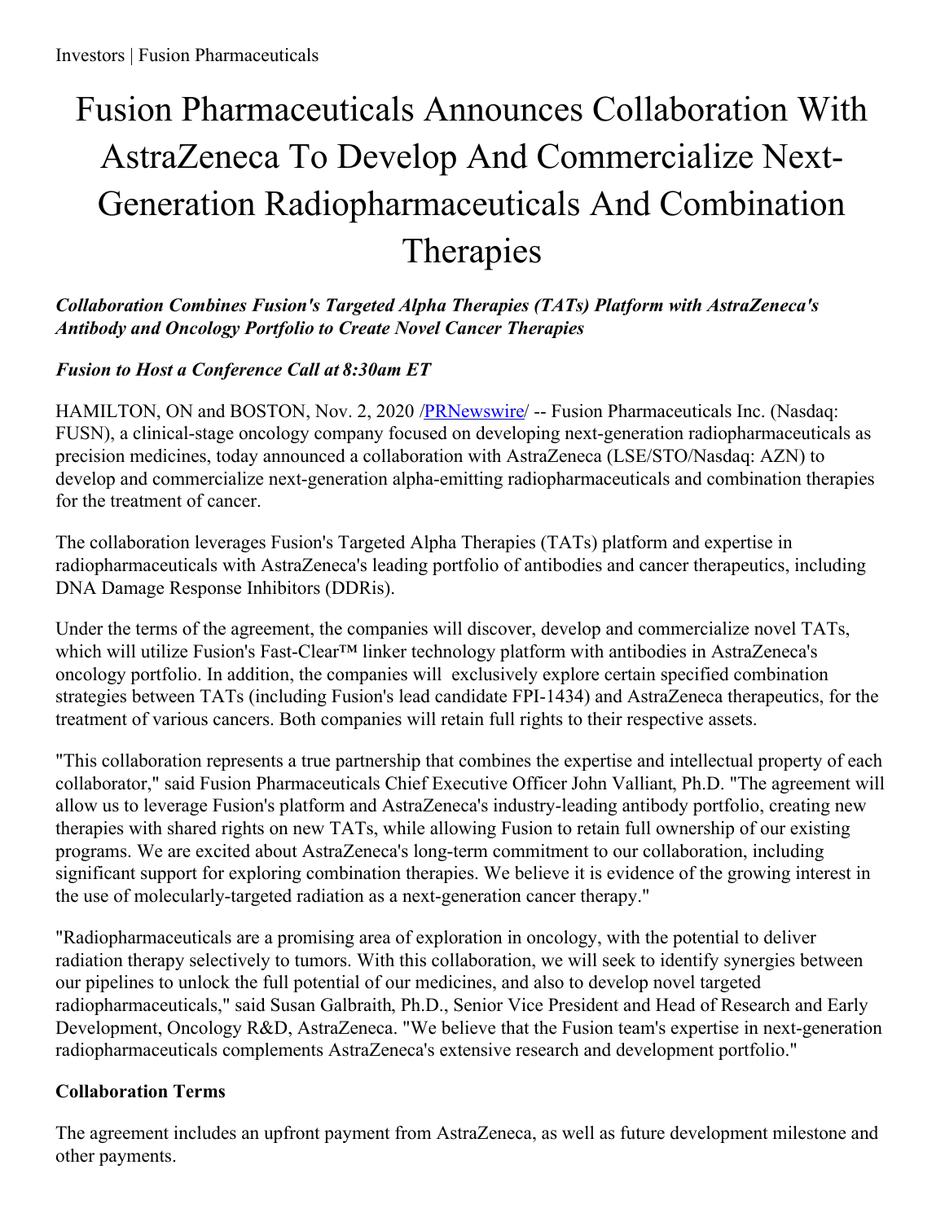# Fusion Pharmaceuticals Announces Collaboration With AstraZeneca To Develop And Commercialize Next-Generation Radiopharmaceuticals And Combination Therapies

***Collaboration Combines Fusion's Targeted Alpha Therapies (TATs) Platform with AstraZeneca's Antibody and Oncology Portfolio to Create Novel Cancer Therapies***

***Fusion to Host a Conference Call at 8:30am ET***

HAMILTON, ON and BOSTON, Nov. 2, 2020 /PRNewswire/ -- Fusion Pharmaceuticals Inc. (Nasdaq: FUSN), a clinical-stage oncology company focused on developing next-generation radiopharmaceuticals as precision medicines, today announced a collaboration with AstraZeneca (LSE/STO/Nasdaq: AZN) to develop and commercialize next-generation alpha-emitting radiopharmaceuticals and combination therapies for the treatment of cancer.

The collaboration leverages Fusion's Targeted Alpha Therapies (TATs) platform and expertise in radiopharmaceuticals with AstraZeneca's leading portfolio of antibodies and cancer therapeutics, including DNA Damage Response Inhibitors (DDRis).

Under the terms of the agreement, the companies will discover, develop and commercialize novel TATs, which will utilize Fusion's Fast-Clear™ linker technology platform with antibodies in AstraZeneca's oncology portfolio. In addition, the companies will exclusively explore certain specified combination strategies between TATs (including Fusion's lead candidate FPI-1434) and AstraZeneca therapeutics, for the treatment of various cancers. Both companies will retain full rights to their respective assets.

"This collaboration represents a true partnership that combines the expertise and intellectual property of each collaborator," said Fusion Pharmaceuticals Chief Executive Officer John Valliant, Ph.D. "The agreement will allow us to leverage Fusion's platform and AstraZeneca's industry-leading antibody portfolio, creating new therapies with shared rights on new TATs, while allowing Fusion to retain full ownership of our existing programs. We are excited about AstraZeneca's long-term commitment to our collaboration, including significant support for exploring combination therapies. We believe it is evidence of the growing interest in the use of molecularly-targeted radiation as a next-generation cancer therapy."

"Radiopharmaceuticals are a promising area of exploration in oncology, with the potential to deliver radiation therapy selectively to tumors. With this collaboration, we will seek to identify synergies between our pipelines to unlock the full potential of our medicines, and also to develop novel targeted radiopharmaceuticals," said Susan Galbraith, Ph.D., Senior Vice President and Head of Research and Early Development, Oncology R&D, AstraZeneca. "We believe that the Fusion team's expertise in next-generation radiopharmaceuticals complements AstraZeneca's extensive research and development portfolio."

**Collaboration Terms**

The agreement includes an upfront payment from AstraZeneca, as well as future development milestone and other payments.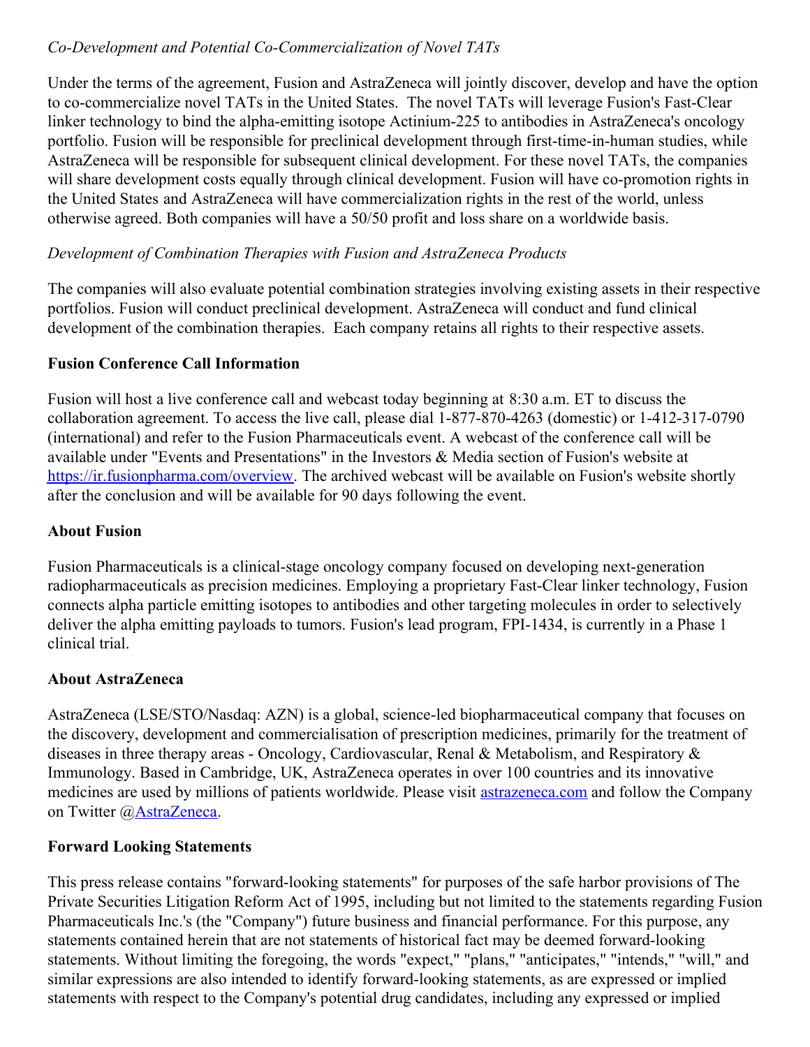*Co-Development and Potential Co-Commercialization of Novel TATs*

Under the terms of the agreement, Fusion and AstraZeneca will jointly discover, develop and have the option to co-commercialize novel TATs in the United States. The novel TATs will leverage Fusion's Fast-Clear linker technology to bind the alpha-emitting isotope Actinium-225 to antibodies in AstraZeneca's oncology portfolio. Fusion will be responsible for preclinical development through first-time-in-human studies, while AstraZeneca will be responsible for subsequent clinical development. For these novel TATs, the companies will share development costs equally through clinical development. Fusion will have co-promotion rights in the United States and AstraZeneca will have commercialization rights in the rest of the world, unless otherwise agreed. Both companies will have a 50/50 profit and loss share on a worldwide basis.

*Development of Combination Therapies with Fusion and AstraZeneca Products*

The companies will also evaluate potential combination strategies involving existing assets in their respective portfolios. Fusion will conduct preclinical development. AstraZeneca will conduct and fund clinical development of the combination therapies. Each company retains all rights to their respective assets.

**Fusion Conference Call Information**

Fusion will host a live conference call and webcast today beginning at 8:30 a.m. ET to discuss the collaboration agreement. To access the live call, please dial 1-877-870-4263 (domestic) or 1-412-317-0790 (international) and refer to the Fusion Pharmaceuticals event. A webcast of the conference call will be available under "Events and Presentations" in the Investors & Media section of Fusion's website at [https://ir.fusionpharma.com/overview](https://ir.fusionpharma.com/overview). The archived webcast will be available on Fusion's website shortly after the conclusion and will be available for 90 days following the event.

**About Fusion**

Fusion Pharmaceuticals is a clinical-stage oncology company focused on developing next-generation radiopharmaceuticals as precision medicines. Employing a proprietary Fast-Clear linker technology, Fusion connects alpha particle emitting isotopes to antibodies and other targeting molecules in order to selectively deliver the alpha emitting payloads to tumors. Fusion's lead program, FPI-1434, is currently in a Phase 1 clinical trial.

**About AstraZeneca**

AstraZeneca (LSE/STO/Nasdaq: AZN) is a global, science-led biopharmaceutical company that focuses on the discovery, development and commercialisation of prescription medicines, primarily for the treatment of diseases in three therapy areas - Oncology, Cardiovascular, Renal & Metabolism, and Respiratory & Immunology. Based in Cambridge, UK, AstraZeneca operates in over 100 countries and its innovative medicines are used by millions of patients worldwide. Please visit [astrazeneca.com](astrazeneca.com) and follow the Company on Twitter @[AstraZeneca](AstraZeneca).

**Forward Looking Statements**

This press release contains "forward-looking statements" for purposes of the safe harbor provisions of The Private Securities Litigation Reform Act of 1995, including but not limited to the statements regarding Fusion Pharmaceuticals Inc.'s (the "Company") future business and financial performance. For this purpose, any statements contained herein that are not statements of historical fact may be deemed forward-looking statements. Without limiting the foregoing, the words "expect," "plans," "anticipates," "intends," "will," and similar expressions are also intended to identify forward-looking statements, as are expressed or implied statements with respect to the Company's potential drug candidates, including any expressed or implied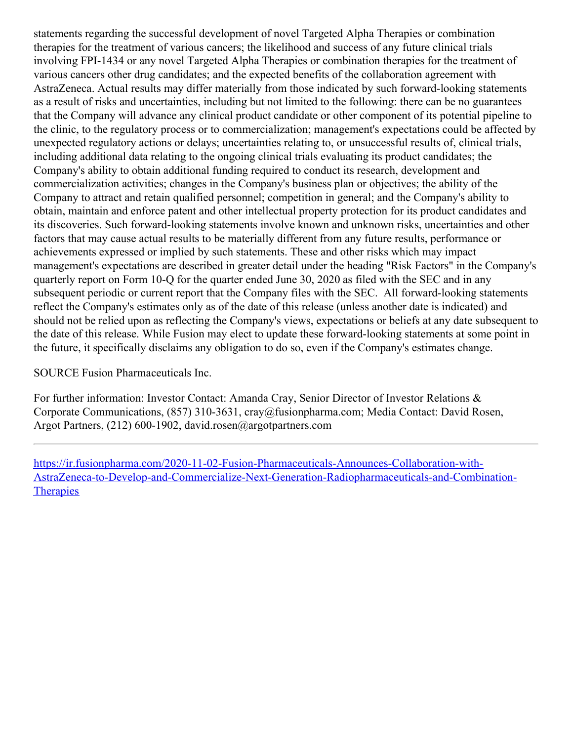statements regarding the successful development of novel Targeted Alpha Therapies or combination therapies for the treatment of various cancers; the likelihood and success of any future clinical trials involving FPI-1434 or any novel Targeted Alpha Therapies or combination therapies for the treatment of various cancers other drug candidates; and the expected benefits of the collaboration agreement with AstraZeneca. Actual results may differ materially from those indicated by such forward-looking statements as a result of risks and uncertainties, including but not limited to the following: there can be no guarantees that the Company will advance any clinical product candidate or other component of its potential pipeline to the clinic, to the regulatory process or to commercialization; management's expectations could be affected by unexpected regulatory actions or delays; uncertainties relating to, or unsuccessful results of, clinical trials, including additional data relating to the ongoing clinical trials evaluating its product candidates; the Company's ability to obtain additional funding required to conduct its research, development and commercialization activities; changes in the Company's business plan or objectives; the ability of the Company to attract and retain qualified personnel; competition in general; and the Company's ability to obtain, maintain and enforce patent and other intellectual property protection for its product candidates and its discoveries. Such forward-looking statements involve known and unknown risks, uncertainties and other factors that may cause actual results to be materially different from any future results, performance or achievements expressed or implied by such statements. These and other risks which may impact management's expectations are described in greater detail under the heading "Risk Factors" in the Company's quarterly report on Form 10-Q for the quarter ended June 30, 2020 as filed with the SEC and in any subsequent periodic or current report that the Company files with the SEC. All forward-looking statements reflect the Company's estimates only as of the date of this release (unless another date is indicated) and should not be relied upon as reflecting the Company's views, expectations or beliefs at any date subsequent to the date of this release. While Fusion may elect to update these forward-looking statements at some point in the future, it specifically disclaims any obligation to do so, even if the Company's estimates change.

SOURCE Fusion Pharmaceuticals Inc.

For further information: Investor Contact: Amanda Cray, Senior Director of Investor Relations & Corporate Communications, (857) 310-3631, cray@fusionpharma.com; Media Contact: David Rosen, Argot Partners, (212) 600-1902, david.rosen@argotpartners.com

---

https://ir.fusionpharma.com/2020-11-02-Fusion-Pharmaceuticals-Announces-Collaboration-with-AstraZeneca-to-Develop-and-Commercialize-Next-Generation-Radiopharmaceuticals-and-Combination-Therapies